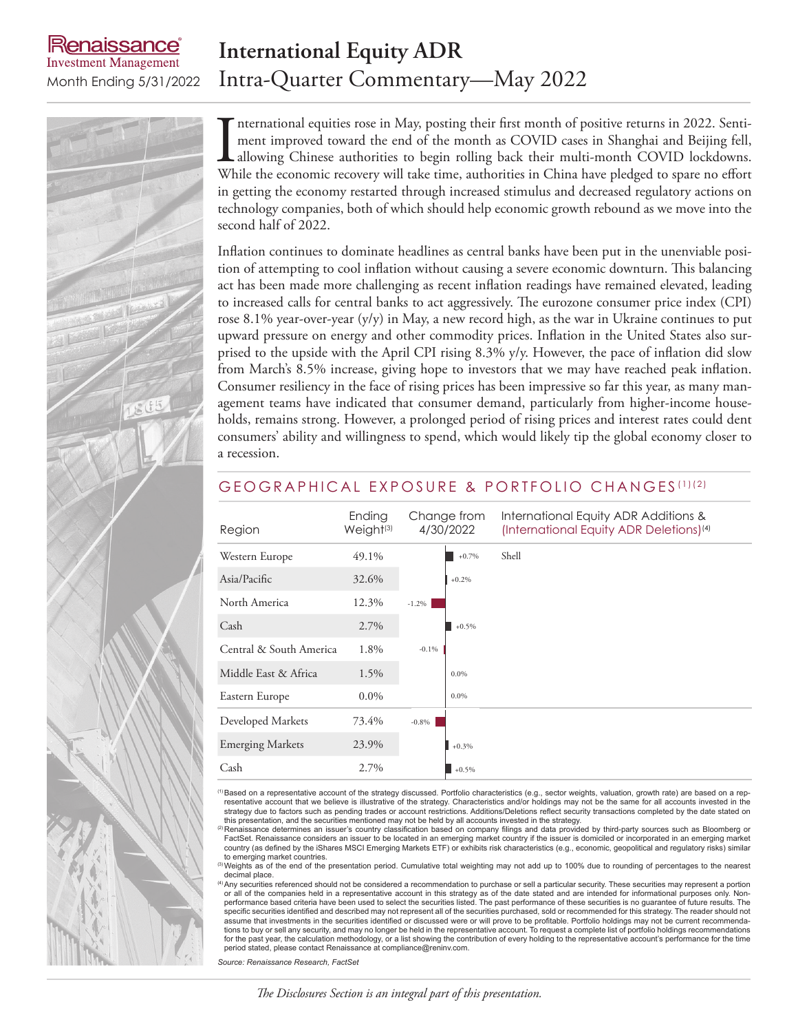Renaissance Investment Management

Month Ending 5/31/2022

# International Equity ADR

## Intra-Quarter Commentary—May 2022

International equities rose in May, posting their first month of positive returns in 2022. Sentiment improved toward the end of the month as COVID cases in Shanghai and Beijing fell, allowing Chinese authorities to begin rolling back their multi-month COVID lockdowns. While the economic recovery will take time, authorities in China have pledged to spare no effort in getting the economy restarted through increased stimulus and decreased regulatory actions on technology companies, both of which should help economic growth rebound as we move into the second half of 2022.

Inflation continues to dominate headlines as central banks have been put in the unenviable position of attempting to cool inflation without causing a severe economic downturn. This balancing act has been made more challenging as recent inflation readings have remained elevated, leading to increased calls for central banks to act aggressively. The eurozone consumer price index (CPI) rose 8.1% year-over-year (y/y) in May, a new record high, as the war in Ukraine continues to put upward pressure on energy and other commodity prices. Inflation in the United States also surprised to the upside with the April CPI rising 8.3% y/y. However, the pace of inflation did slow from March's 8.5% increase, giving hope to investors that we may have reached peak inflation. Consumer resiliency in the face of rising prices has been impressive so far this year, as many management teams have indicated that consumer demand, particularly from higher-income households, remains strong. However, a prolonged period of rising prices and interest rates could dent consumers' ability and willingness to spend, which would likely tip the global economy closer to a recession.

### GEOGRAPHICAL EXPOSURE & PORTFOLIO CHANGES[1][2]

| Region | Ending Weight[3] | Change from 4/30/2022 | International Equity ADR Additions & (International Equity ADR Deletions)[4] |
|---|---|---|---|
| Western Europe | 49.1% | +0.7% | Shell |
| Asia/Pacific | 32.6% | +0.2% | |
| North America | 12.3% | -1.2% | |
| Cash | 2.7% | +0.5% | |
| Central & South America | 1.8% | -0.1% | |
| Middle East & Africa | 1.5% | 0.0% | |
| Eastern Europe | 0.0% | 0.0% | |
| Developed Markets | 73.4% | -0.8% | |
| Emerging Markets | 23.9% | +0.3% | |
| Cash | 2.7% | +0.5% | |

[1] Based on a representative account of the strategy discussed. Portfolio characteristics (e.g., sector weights, valuation, growth rate) are based on a representative account that we believe is illustrative of the strategy. Characteristics and/or holdings may not be the same for all accounts invested in the strategy due to factors such as pending trades or account restrictions. Additions/Deletions reflect security transactions completed by the date stated on this presentation, and the securities mentioned may not be held by all accounts invested in the strategy.

[2] Renaissance determines an issuer's country classification based on company filings and data provided by third-party sources such as Bloomberg or FactSet. Renaissance considers an issuer to be located in an emerging market country if the issuer is domiciled or incorporated in an emerging market country (as defined by the iShares MSCI Emerging Markets ETF) or exhibits risk characteristics (e.g., economic, geopolitical and regulatory risks) similar to emerging market countries.

[3] Weights as of the end of the presentation period. Cumulative total weighting may not add up to 100% due to rounding of percentages to the nearest decimal place.

[4] Any securities referenced should not be considered a recommendation to purchase or sell a particular security. These securities may represent a portion or all of the companies held in a representative account in this strategy as of the date stated and are intended for informational purposes only. Non-performance based criteria have been used to select the securities listed. The past performance of these securities is no guarantee of future results. The specific securities identified and described may not represent all of the securities purchased, sold or recommended for this strategy. The reader should not assume that investments in the securities identified or discussed were or will prove to be profitable. Portfolio holdings may not be current recommendations to buy or sell any security, and may no longer be held in the representative account. To request a complete list of portfolio holdings recommendations for the past year, the calculation methodology, or a list showing the contribution of every holding to the representative account's performance for the time period stated, please contact Renaissance at compliance@reninv.com.

*Source: Renaissance Research, FactSet*

*The Disclosures Section is an integral part of this presentation.*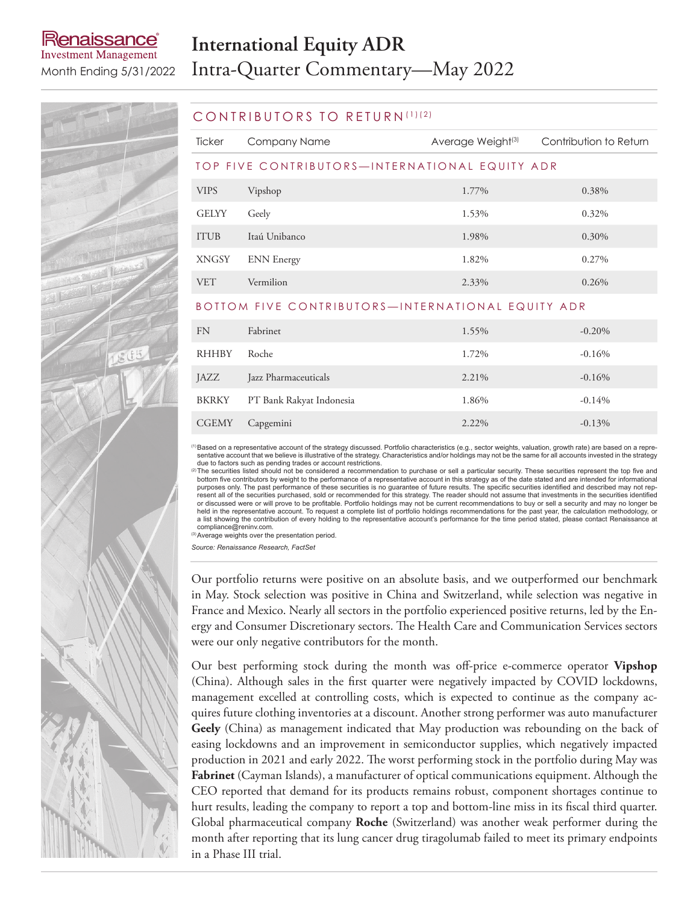# International Equity ADR

## Intra-Quarter Commentary—May 2022

Renaissance Investment Management

Month Ending 5/31/2022

## CONTRIBUTORS TO RETURN[(1)(2)]

| Ticker | Company Name | Average Weight[(3)] | Contribution to Return |
|---|---|---|---|
| **TOP FIVE CONTRIBUTORS—INTERNATIONAL EQUITY ADR** | | | |
| VIPS | Vipshop | 1.77% | 0.38% |
| GELYY | Geely | 1.53% | 0.32% |
| ITUB | Itaú Unibanco | 1.98% | 0.30% |
| XNGSY | ENN Energy | 1.82% | 0.27% |
| VET | Vermilion | 2.33% | 0.26% |
| **BOTTOM FIVE CONTRIBUTORS—INTERNATIONAL EQUITY ADR** | | | |
| FN | Fabrinet | 1.55% | -0.20% |
| RHHBY | Roche | 1.72% | -0.16% |
| JAZZ | Jazz Pharmaceuticals | 2.21% | -0.16% |
| BKRKY | PT Bank Rakyat Indonesia | 1.86% | -0.14% |
| CGEMY | Capgemini | 2.22% | -0.13% |

(1) Based on a representative account of the strategy discussed. Portfolio characteristics (e.g., sector weights, valuation, growth rate) are based on a representative account that we believe is illustrative of the strategy. Characteristics and/or holdings may not be the same for all accounts invested in the strategy due to factors such as pending trades or account restrictions.

(2) The securities listed should not be considered a recommendation to purchase or sell a particular security. These securities represent the top five and bottom five contributors by weight to the performance of a representative account in this strategy as of the date stated and are intended for informational purposes only. The past performance of these securities is no guarantee of future results. The specific securities identified and described may not represent all of the securities purchased, sold or recommended for this strategy. The reader should not assume that investments in the securities identified or discussed were or will prove to be profitable. Portfolio holdings may not be current recommendations to buy or sell a security and may no longer be held in the representative account. To request a complete list of portfolio holdings recommendations for the past year, the calculation methodology, or a list showing the contribution of every holding to the representative account's performance for the time period stated, please contact Renaissance at compliance@reninv.com.

(3) Average weights over the presentation period.

*Source: Renaissance Research, FactSet*

Our portfolio returns were positive on an absolute basis, and we outperformed our benchmark in May. Stock selection was positive in China and Switzerland, while selection was negative in France and Mexico. Nearly all sectors in the portfolio experienced positive returns, led by the Energy and Consumer Discretionary sectors. The Health Care and Communication Services sectors were our only negative contributors for the month.

Our best performing stock during the month was off-price e-commerce operator **Vipshop** (China). Although sales in the first quarter were negatively impacted by COVID lockdowns, management excelled at controlling costs, which is expected to continue as the company acquires future clothing inventories at a discount. Another strong performer was auto manufacturer **Geely** (China) as management indicated that May production was rebounding on the back of easing lockdowns and an improvement in semiconductor supplies, which negatively impacted production in 2021 and early 2022. The worst performing stock in the portfolio during May was **Fabrinet** (Cayman Islands), a manufacturer of optical communications equipment. Although the CEO reported that demand for its products remains robust, component shortages continue to hurt results, leading the company to report a top and bottom-line miss in its fiscal third quarter. Global pharmaceutical company **Roche** (Switzerland) was another weak performer during the month after reporting that its lung cancer drug tiragolumab failed to meet its primary endpoints in a Phase III trial.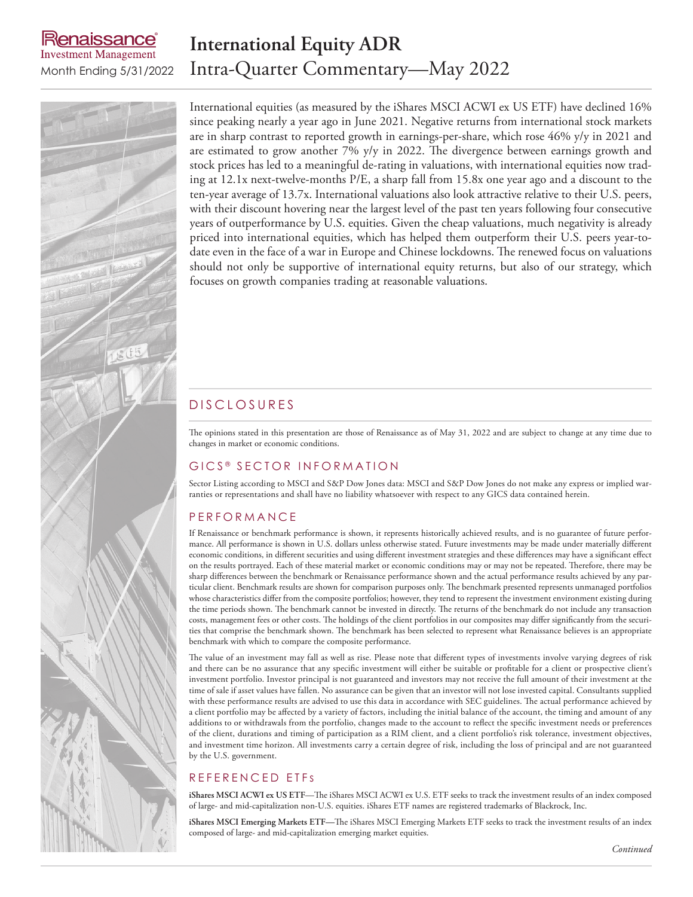# International Equity ADR

## Intra-Quarter Commentary—May 2022

Month Ending 5/31/2022

International equities (as measured by the iShares MSCI ACWI ex US ETF) have declined 16% since peaking nearly a year ago in June 2021. Negative returns from international stock markets are in sharp contrast to reported growth in earnings-per-share, which rose 46% y/y in 2021 and are estimated to grow another 7% y/y in 2022. The divergence between earnings growth and stock prices has led to a meaningful de-rating in valuations, with international equities now trading at 12.1x next-twelve-months P/E, a sharp fall from 15.8x one year ago and a discount to the ten-year average of 13.7x. International valuations also look attractive relative to their U.S. peers, with their discount hovering near the largest level of the past ten years following four consecutive years of outperformance by U.S. equities. Given the cheap valuations, much negativity is already priced into international equities, which has helped them outperform their U.S. peers year-to-date even in the face of a war in Europe and Chinese lockdowns. The renewed focus on valuations should not only be supportive of international equity returns, but also of our strategy, which focuses on growth companies trading at reasonable valuations.

## DISCLOSURES

The opinions stated in this presentation are those of Renaissance as of May 31, 2022 and are subject to change at any time due to changes in market or economic conditions.

## GICS® SECTOR INFORMATION

Sector Listing according to MSCI and S&P Dow Jones data: MSCI and S&P Dow Jones do not make any express or implied warranties or representations and shall have no liability whatsoever with respect to any GICS data contained herein.

## PERFORMANCE

If Renaissance or benchmark performance is shown, it represents historically achieved results, and is no guarantee of future performance. All performance is shown in U.S. dollars unless otherwise stated. Future investments may be made under materially different economic conditions, in different securities and using different investment strategies and these differences may have a significant effect on the results portrayed. Each of these material market or economic conditions may or may not be repeated. Therefore, there may be sharp differences between the benchmark or Renaissance performance shown and the actual performance results achieved by any particular client. Benchmark results are shown for comparison purposes only. The benchmark presented represents unmanaged portfolios whose characteristics differ from the composite portfolios; however, they tend to represent the investment environment existing during the time periods shown. The benchmark cannot be invested in directly. The returns of the benchmark do not include any transaction costs, management fees or other costs. The holdings of the client portfolios in our composites may differ significantly from the securities that comprise the benchmark shown. The benchmark has been selected to represent what Renaissance believes is an appropriate benchmark with which to compare the composite performance.

The value of an investment may fall as well as rise. Please note that different types of investments involve varying degrees of risk and there can be no assurance that any specific investment will either be suitable or profitable for a client or prospective client's investment portfolio. Investor principal is not guaranteed and investors may not receive the full amount of their investment at the time of sale if asset values have fallen. No assurance can be given that an investor will not lose invested capital. Consultants supplied with these performance results are advised to use this data in accordance with SEC guidelines. The actual performance achieved by a client portfolio may be affected by a variety of factors, including the initial balance of the account, the timing and amount of any additions to or withdrawals from the portfolio, changes made to the account to reflect the specific investment needs or preferences of the client, durations and timing of participation as a RIM client, and a client portfolio's risk tolerance, investment objectives, and investment time horizon. All investments carry a certain degree of risk, including the loss of principal and are not guaranteed by the U.S. government.

## REFERENCED ETFs

**iShares MSCI ACWI ex US ETF**—The iShares MSCI ACWI ex U.S. ETF seeks to track the investment results of an index composed of large- and mid-capitalization non-U.S. equities. iShares ETF names are registered trademarks of Blackrock, Inc.

**iShares MSCI Emerging Markets ETF—**The iShares MSCI Emerging Markets ETF seeks to track the investment results of an index composed of large- and mid-capitalization emerging market equities.

*Continued*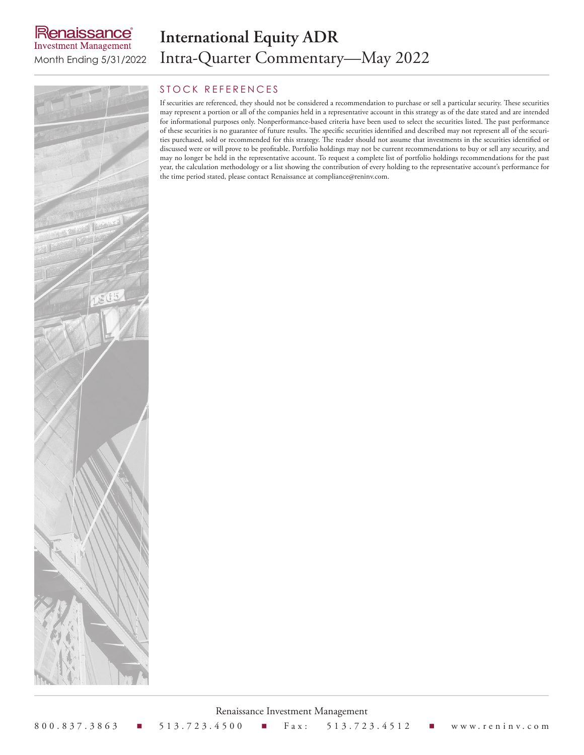## STOCK REFERENCES

If securities are referenced, they should not be considered a recommendation to purchase or sell a particular security. These securities may represent a portion or all of the companies held in a representative account in this strategy as of the date stated and are intended for informational purposes only. Nonperformance-based criteria have been used to select the securities listed. The past performance of these securities is no guarantee of future results. The specific securities identified and described may not represent all of the securities purchased, sold or recommended for this strategy. The reader should not assume that investments in the securities identified or discussed were or will prove to be profitable. Portfolio holdings may not be current recommendations to buy or sell any security, and may no longer be held in the representative account. To request a complete list of portfolio holdings recommendations for the past year, the calculation methodology or a list showing the contribution of every holding to the representative account's performance for the time period stated, please contact Renaissance at compliance@reninv.com.